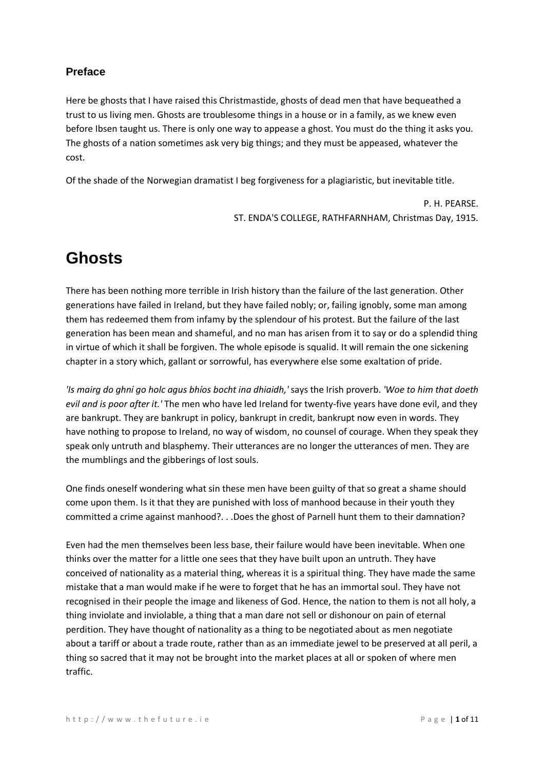## Preface

Here be ghosts that I have raised this Christmastide, ghosts of dead men that have bequeathed a trust to us living men. Ghosts are troublesome things in a house or in a family, as we knew even before Ibsen taught us. There is only one way to appease a ghost. You must do the thing it asks you. The ghosts of a nation sometimes ask very big things; and they must be appeased, whatever the cost.

Of the shade of the Norwegian dramatist I beg forgiveness for a plagiaristic, but inevitable title.

P. H. PEARSE.
ST. ENDA'S COLLEGE, RATHFARNHAM, Christmas Day, 1915.

# Ghosts

There has been nothing more terrible in Irish history than the failure of the last generation. Other generations have failed in Ireland, but they have failed nobly; or, failing ignobly, some man among them has redeemed them from infamy by the splendour of his protest. But the failure of the last generation has been mean and shameful, and no man has arisen from it to say or do a splendid thing in virtue of which it shall be forgiven. The whole episode is squalid. It will remain the one sickening chapter in a story which, gallant or sorrowful, has everywhere else some exaltation of pride.

*'Is mairg do ghní go holc agus bhíos bocht ina dhiaidh,'* says the Irish proverb. *'Woe to him that doeth evil and is poor after it.'* The men who have led Ireland for twenty-five years have done evil, and they are bankrupt. They are bankrupt in policy, bankrupt in credit, bankrupt now even in words. They have nothing to propose to Ireland, no way of wisdom, no counsel of courage. When they speak they speak only untruth and blasphemy. Their utterances are no longer the utterances of men. They are the mumblings and the gibberings of lost souls.

One finds oneself wondering what sin these men have been guilty of that so great a shame should come upon them. Is it that they are punished with loss of manhood because in their youth they committed a crime against manhood?. . .Does the ghost of Parnell hunt them to their damnation?

Even had the men themselves been less base, their failure would have been inevitable. When one thinks over the matter for a little one sees that they have built upon an untruth. They have conceived of nationality as a material thing, whereas it is a spiritual thing. They have made the same mistake that a man would make if he were to forget that he has an immortal soul. They have not recognised in their people the image and likeness of God. Hence, the nation to them is not all holy, a thing inviolate and inviolable, a thing that a man dare not sell or dishonour on pain of eternal perdition. They have thought of nationality as a thing to be negotiated about as men negotiate about a tariff or about a trade route, rather than as an immediate jewel to be preserved at all peril, a thing so sacred that it may not be brought into the market places at all or spoken of where men traffic.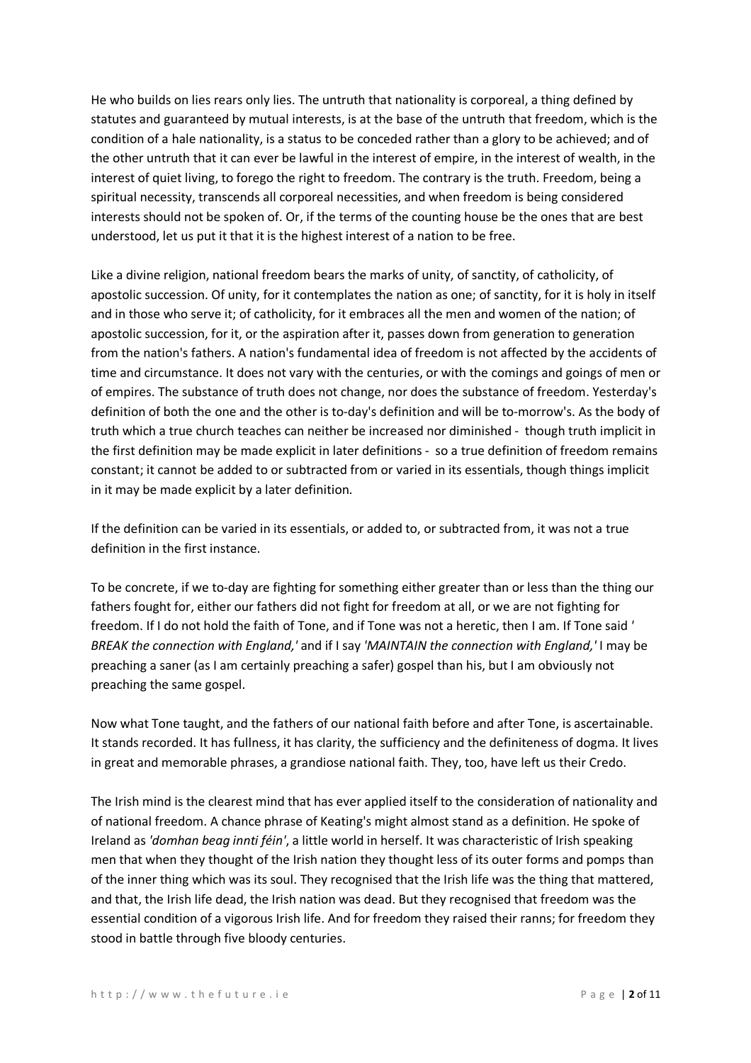He who builds on lies rears only lies. The untruth that nationality is corporeal, a thing defined by statutes and guaranteed by mutual interests, is at the base of the untruth that freedom, which is the condition of a hale nationality, is a status to be conceded rather than a glory to be achieved; and of the other untruth that it can ever be lawful in the interest of empire, in the interest of wealth, in the interest of quiet living, to forego the right to freedom. The contrary is the truth. Freedom, being a spiritual necessity, transcends all corporeal necessities, and when freedom is being considered interests should not be spoken of. Or, if the terms of the counting house be the ones that are best understood, let us put it that it is the highest interest of a nation to be free.

Like a divine religion, national freedom bears the marks of unity, of sanctity, of catholicity, of apostolic succession. Of unity, for it contemplates the nation as one; of sanctity, for it is holy in itself and in those who serve it; of catholicity, for it embraces all the men and women of the nation; of apostolic succession, for it, or the aspiration after it, passes down from generation to generation from the nation's fathers. A nation's fundamental idea of freedom is not affected by the accidents of time and circumstance. It does not vary with the centuries, or with the comings and goings of men or of empires. The substance of truth does not change, nor does the substance of freedom. Yesterday's definition of both the one and the other is to-day's definition and will be to-morrow's. As the body of truth which a true church teaches can neither be increased nor diminished - though truth implicit in the first definition may be made explicit in later definitions - so a true definition of freedom remains constant; it cannot be added to or subtracted from or varied in its essentials, though things implicit in it may be made explicit by a later definition.

If the definition can be varied in its essentials, or added to, or subtracted from, it was not a true definition in the first instance.

To be concrete, if we to-day are fighting for something either greater than or less than the thing our fathers fought for, either our fathers did not fight for freedom at all, or we are not fighting for freedom. If I do not hold the faith of Tone, and if Tone was not a heretic, then I am. If Tone said *' BREAK the connection with England,'* and if I say *'MAINTAIN the connection with England,'* I may be preaching a saner (as I am certainly preaching a safer) gospel than his, but I am obviously not preaching the same gospel.

Now what Tone taught, and the fathers of our national faith before and after Tone, is ascertainable. It stands recorded. It has fullness, it has clarity, the sufficiency and the definiteness of dogma. It lives in great and memorable phrases, a grandiose national faith. They, too, have left us their Credo.

The Irish mind is the clearest mind that has ever applied itself to the consideration of nationality and of national freedom. A chance phrase of Keating's might almost stand as a definition. He spoke of Ireland as *'domhan beag innti féin'*, a little world in herself. It was characteristic of Irish speaking men that when they thought of the Irish nation they thought less of its outer forms and pomps than of the inner thing which was its soul. They recognised that the Irish life was the thing that mattered, and that, the Irish life dead, the Irish nation was dead. But they recognised that freedom was the essential condition of a vigorous Irish life. And for freedom they raised their ranns; for freedom they stood in battle through five bloody centuries.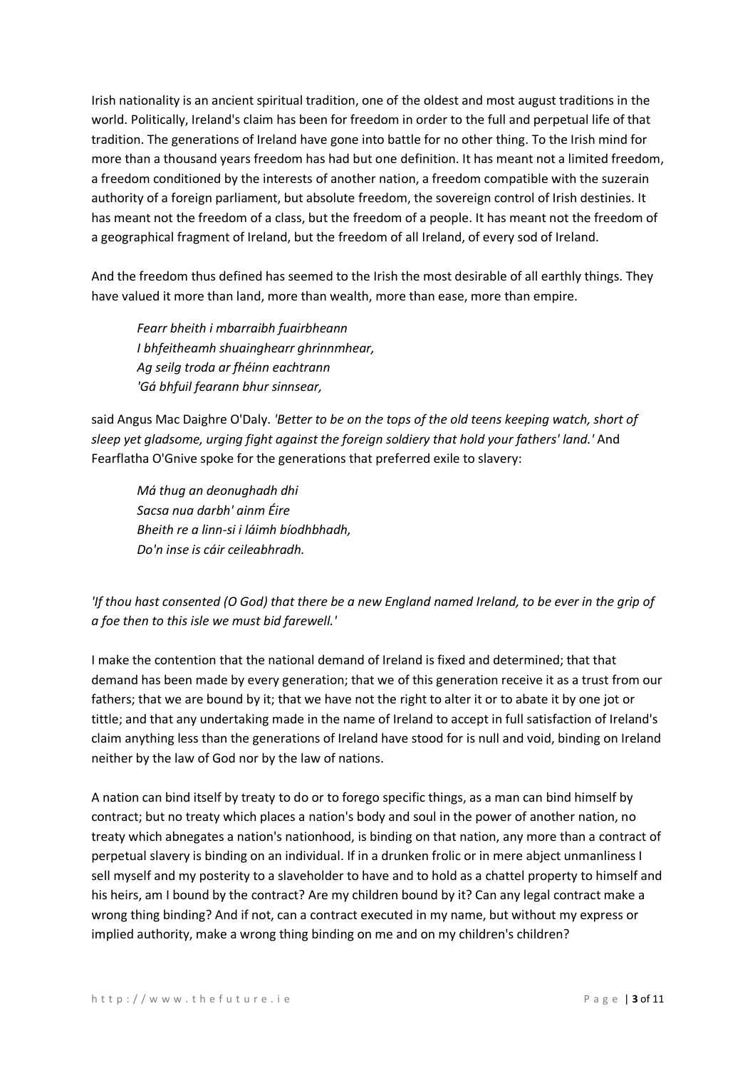Irish nationality is an ancient spiritual tradition, one of the oldest and most august traditions in the world. Politically, Ireland's claim has been for freedom in order to the full and perpetual life of that tradition. The generations of Ireland have gone into battle for no other thing. To the Irish mind for more than a thousand years freedom has had but one definition. It has meant not a limited freedom, a freedom conditioned by the interests of another nation, a freedom compatible with the suzerain authority of a foreign parliament, but absolute freedom, the sovereign control of Irish destinies. It has meant not the freedom of a class, but the freedom of a people. It has meant not the freedom of a geographical fragment of Ireland, but the freedom of all Ireland, of every sod of Ireland.

And the freedom thus defined has seemed to the Irish the most desirable of all earthly things. They have valued it more than land, more than wealth, more than ease, more than empire.

> *Fearr bheith i mbarraibh fuairbheann*
> *I bhfeitheamh shuainghearr ghrinnmhear,*
> *Ag seilg troda ar fhéinn eachtrann*
> *'Gá bhfuil fearann bhur sinnsear,*

said Angus Mac Daighre O'Daly. *'Better to be on the tops of the old teens keeping watch, short of sleep yet gladsome, urging fight against the foreign soldiery that hold your fathers' land.'* And Fearflatha O'Gnive spoke for the generations that preferred exile to slavery:

> *Má thug an deonughadh dhi*
> *Sacsa nua darbh' ainm Éire*
> *Bheith re a linn-si i láimh bíodhbhadh,*
> *Do'n inse is cáir ceileabhradh.*

*'If thou hast consented (O God) that there be a new England named Ireland, to be ever in the grip of a foe then to this isle we must bid farewell.'*

I make the contention that the national demand of Ireland is fixed and determined; that that demand has been made by every generation; that we of this generation receive it as a trust from our fathers; that we are bound by it; that we have not the right to alter it or to abate it by one jot or tittle; and that any undertaking made in the name of Ireland to accept in full satisfaction of Ireland's claim anything less than the generations of Ireland have stood for is null and void, binding on Ireland neither by the law of God nor by the law of nations.

A nation can bind itself by treaty to do or to forego specific things, as a man can bind himself by contract; but no treaty which places a nation's body and soul in the power of another nation, no treaty which abnegates a nation's nationhood, is binding on that nation, any more than a contract of perpetual slavery is binding on an individual. If in a drunken frolic or in mere abject unmanliness I sell myself and my posterity to a slaveholder to have and to hold as a chattel property to himself and his heirs, am I bound by the contract? Are my children bound by it? Can any legal contract make a wrong thing binding? And if not, can a contract executed in my name, but without my express or implied authority, make a wrong thing binding on me and on my children's children?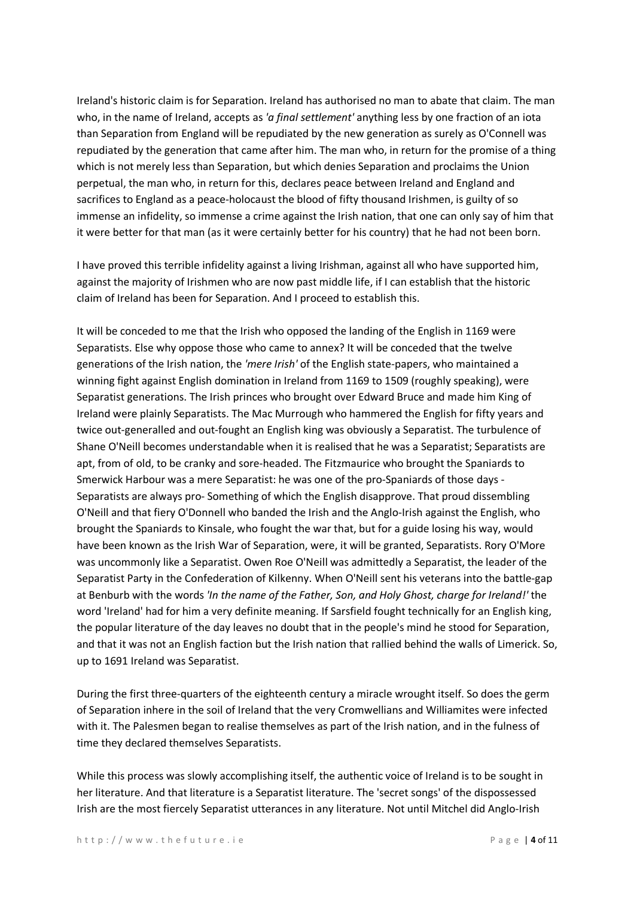Ireland's historic claim is for Separation. Ireland has authorised no man to abate that claim. The man who, in the name of Ireland, accepts as *'a final settlement'* anything less by one fraction of an iota than Separation from England will be repudiated by the new generation as surely as O'Connell was repudiated by the generation that came after him. The man who, in return for the promise of a thing which is not merely less than Separation, but which denies Separation and proclaims the Union perpetual, the man who, in return for this, declares peace between Ireland and England and sacrifices to England as a peace-holocaust the blood of fifty thousand Irishmen, is guilty of so immense an infidelity, so immense a crime against the Irish nation, that one can only say of him that it were better for that man (as it were certainly better for his country) that he had not been born.

I have proved this terrible infidelity against a living Irishman, against all who have supported him, against the majority of Irishmen who are now past middle life, if I can establish that the historic claim of Ireland has been for Separation. And I proceed to establish this.

It will be conceded to me that the Irish who opposed the landing of the English in 1169 were Separatists. Else why oppose those who came to annex? It will be conceded that the twelve generations of the Irish nation, the *'mere Irish'* of the English state-papers, who maintained a winning fight against English domination in Ireland from 1169 to 1509 (roughly speaking), were Separatist generations. The Irish princes who brought over Edward Bruce and made him King of Ireland were plainly Separatists. The Mac Murrough who hammered the English for fifty years and twice out-generalled and out-fought an English king was obviously a Separatist. The turbulence of Shane O'Neill becomes understandable when it is realised that he was a Separatist; Separatists are apt, from of old, to be cranky and sore-headed. The Fitzmaurice who brought the Spaniards to Smerwick Harbour was a mere Separatist: he was one of the pro-Spaniards of those days - Separatists are always pro- Something of which the English disapprove. That proud dissembling O'Neill and that fiery O'Donnell who banded the Irish and the Anglo-Irish against the English, who brought the Spaniards to Kinsale, who fought the war that, but for a guide losing his way, would have been known as the Irish War of Separation, were, it will be granted, Separatists. Rory O'More was uncommonly like a Separatist. Owen Roe O'Neill was admittedly a Separatist, the leader of the Separatist Party in the Confederation of Kilkenny. When O'Neill sent his veterans into the battle-gap at Benburb with the words *'In the name of the Father, Son, and Holy Ghost, charge for Ireland!'* the word 'Ireland' had for him a very definite meaning. If Sarsfield fought technically for an English king, the popular literature of the day leaves no doubt that in the people's mind he stood for Separation, and that it was not an English faction but the Irish nation that rallied behind the walls of Limerick. So, up to 1691 Ireland was Separatist.

During the first three-quarters of the eighteenth century a miracle wrought itself. So does the germ of Separation inhere in the soil of Ireland that the very Cromwellians and Williamites were infected with it. The Palesmen began to realise themselves as part of the Irish nation, and in the fulness of time they declared themselves Separatists.

While this process was slowly accomplishing itself, the authentic voice of Ireland is to be sought in her literature. And that literature is a Separatist literature. The 'secret songs' of the dispossessed Irish are the most fiercely Separatist utterances in any literature. Not until Mitchel did Anglo-Irish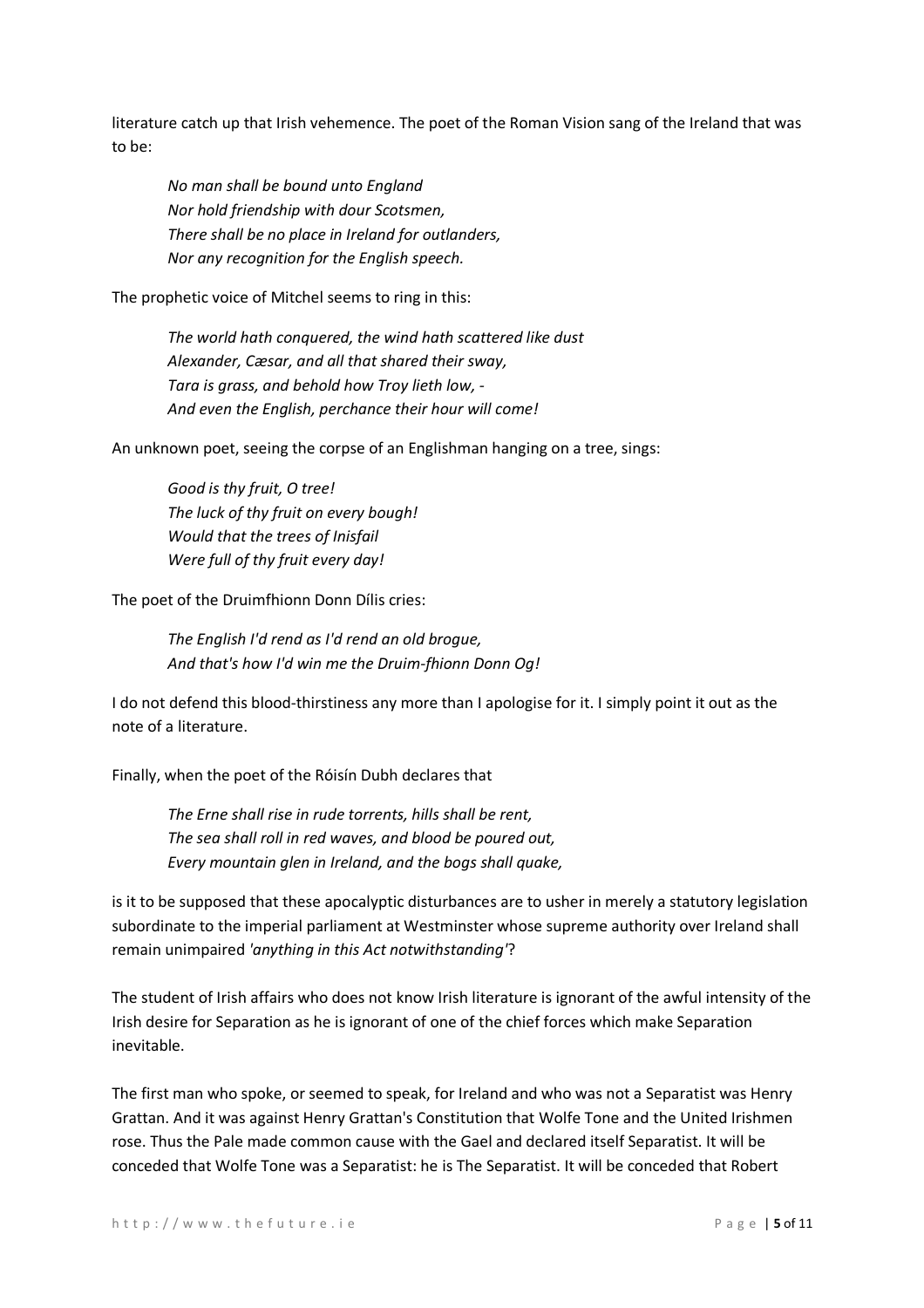literature catch up that Irish vehemence. The poet of the Roman Vision sang of the Ireland that was to be:

> *No man shall be bound unto England*
> *Nor hold friendship with dour Scotsmen,*
> *There shall be no place in Ireland for outlanders,*
> *Nor any recognition for the English speech.*

The prophetic voice of Mitchel seems to ring in this:

> *The world hath conquered, the wind hath scattered like dust*
> *Alexander, Cæsar, and all that shared their sway,*
> *Tara is grass, and behold how Troy lieth low, -*
> *And even the English, perchance their hour will come!*

An unknown poet, seeing the corpse of an Englishman hanging on a tree, sings:

> *Good is thy fruit, O tree!*
> *The luck of thy fruit on every bough!*
> *Would that the trees of Inisfail*
> *Were full of thy fruit every day!*

The poet of the Druimfhionn Donn Dílis cries:

> *The English I'd rend as I'd rend an old brogue,*
> *And that's how I'd win me the Druim-fhionn Donn Og!*

I do not defend this blood-thirstiness any more than I apologise for it. I simply point it out as the note of a literature.

Finally, when the poet of the Róisín Dubh declares that

> *The Erne shall rise in rude torrents, hills shall be rent,*
> *The sea shall roll in red waves, and blood be poured out,*
> *Every mountain glen in Ireland, and the bogs shall quake,*

is it to be supposed that these apocalyptic disturbances are to usher in merely a statutory legislation subordinate to the imperial parliament at Westminster whose supreme authority over Ireland shall remain unimpaired *'anything in this Act notwithstanding'*?

The student of Irish affairs who does not know Irish literature is ignorant of the awful intensity of the Irish desire for Separation as he is ignorant of one of the chief forces which make Separation inevitable.

The first man who spoke, or seemed to speak, for Ireland and who was not a Separatist was Henry Grattan. And it was against Henry Grattan's Constitution that Wolfe Tone and the United Irishmen rose. Thus the Pale made common cause with the Gael and declared itself Separatist. It will be conceded that Wolfe Tone was a Separatist: he is The Separatist. It will be conceded that Robert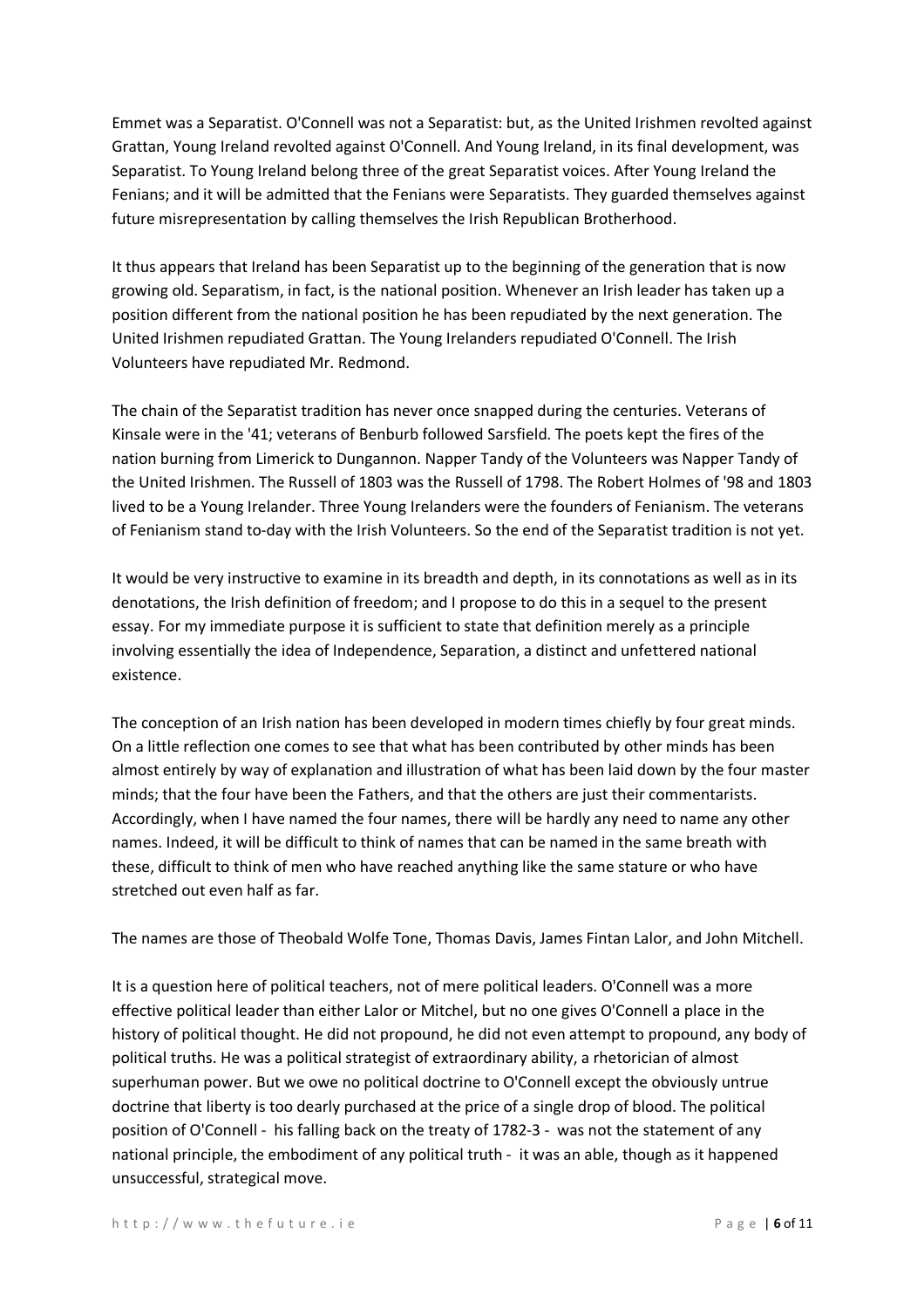Emmet was a Separatist. O'Connell was not a Separatist: but, as the United Irishmen revolted against Grattan, Young Ireland revolted against O'Connell. And Young Ireland, in its final development, was Separatist. To Young Ireland belong three of the great Separatist voices. After Young Ireland the Fenians; and it will be admitted that the Fenians were Separatists. They guarded themselves against future misrepresentation by calling themselves the Irish Republican Brotherhood.

It thus appears that Ireland has been Separatist up to the beginning of the generation that is now growing old. Separatism, in fact, is the national position. Whenever an Irish leader has taken up a position different from the national position he has been repudiated by the next generation. The United Irishmen repudiated Grattan. The Young Irelanders repudiated O'Connell. The Irish Volunteers have repudiated Mr. Redmond.

The chain of the Separatist tradition has never once snapped during the centuries. Veterans of Kinsale were in the '41; veterans of Benburb followed Sarsfield. The poets kept the fires of the nation burning from Limerick to Dungannon. Napper Tandy of the Volunteers was Napper Tandy of the United Irishmen. The Russell of 1803 was the Russell of 1798. The Robert Holmes of '98 and 1803 lived to be a Young Irelander. Three Young Irelanders were the founders of Fenianism. The veterans of Fenianism stand to-day with the Irish Volunteers. So the end of the Separatist tradition is not yet.

It would be very instructive to examine in its breadth and depth, in its connotations as well as in its denotations, the Irish definition of freedom; and I propose to do this in a sequel to the present essay. For my immediate purpose it is sufficient to state that definition merely as a principle involving essentially the idea of Independence, Separation, a distinct and unfettered national existence.

The conception of an Irish nation has been developed in modern times chiefly by four great minds. On a little reflection one comes to see that what has been contributed by other minds has been almost entirely by way of explanation and illustration of what has been laid down by the four master minds; that the four have been the Fathers, and that the others are just their commentarists. Accordingly, when I have named the four names, there will be hardly any need to name any other names. Indeed, it will be difficult to think of names that can be named in the same breath with these, difficult to think of men who have reached anything like the same stature or who have stretched out even half as far.

The names are those of Theobald Wolfe Tone, Thomas Davis, James Fintan Lalor, and John Mitchell.

It is a question here of political teachers, not of mere political leaders. O'Connell was a more effective political leader than either Lalor or Mitchel, but no one gives O'Connell a place in the history of political thought. He did not propound, he did not even attempt to propound, any body of political truths. He was a political strategist of extraordinary ability, a rhetorician of almost superhuman power. But we owe no political doctrine to O'Connell except the obviously untrue doctrine that liberty is too dearly purchased at the price of a single drop of blood. The political position of O'Connell - his falling back on the treaty of 1782-3 - was not the statement of any national principle, the embodiment of any political truth - it was an able, though as it happened unsuccessful, strategical move.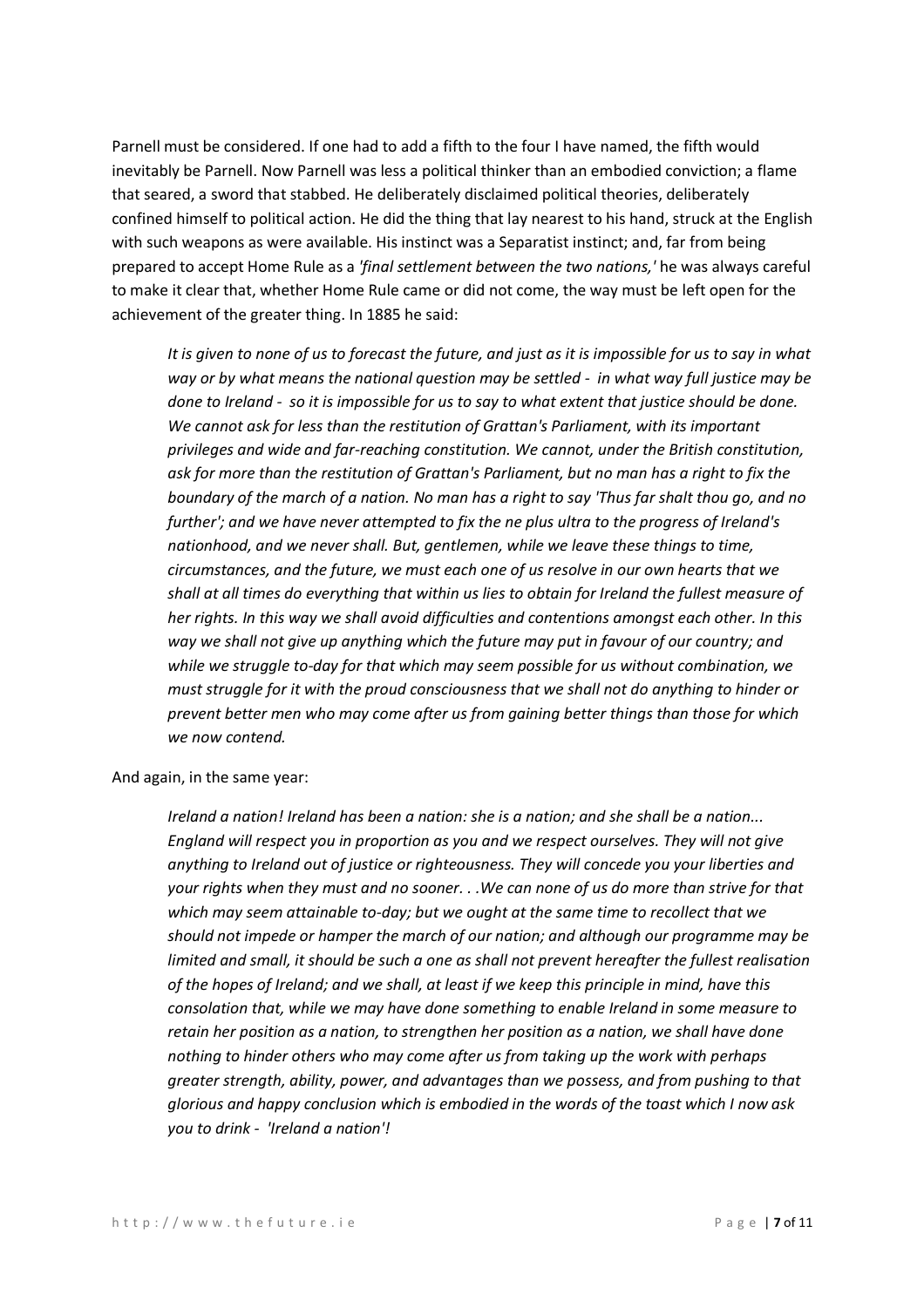Parnell must be considered. If one had to add a fifth to the four I have named, the fifth would inevitably be Parnell. Now Parnell was less a political thinker than an embodied conviction; a flame that seared, a sword that stabbed. He deliberately disclaimed political theories, deliberately confined himself to political action. He did the thing that lay nearest to his hand, struck at the English with such weapons as were available. His instinct was a Separatist instinct; and, far from being prepared to accept Home Rule as a *'final settlement between the two nations,'* he was always careful to make it clear that, whether Home Rule came or did not come, the way must be left open for the achievement of the greater thing. In 1885 he said:

> *It is given to none of us to forecast the future, and just as it is impossible for us to say in what way or by what means the national question may be settled - in what way full justice may be done to Ireland - so it is impossible for us to say to what extent that justice should be done. We cannot ask for less than the restitution of Grattan's Parliament, with its important privileges and wide and far-reaching constitution. We cannot, under the British constitution, ask for more than the restitution of Grattan's Parliament, but no man has a right to fix the boundary of the march of a nation. No man has a right to say 'Thus far shalt thou go, and no further'; and we have never attempted to fix the ne plus ultra to the progress of Ireland's nationhood, and we never shall. But, gentlemen, while we leave these things to time, circumstances, and the future, we must each one of us resolve in our own hearts that we shall at all times do everything that within us lies to obtain for Ireland the fullest measure of her rights. In this way we shall avoid difficulties and contentions amongst each other. In this way we shall not give up anything which the future may put in favour of our country; and while we struggle to-day for that which may seem possible for us without combination, we must struggle for it with the proud consciousness that we shall not do anything to hinder or prevent better men who may come after us from gaining better things than those for which we now contend.*

And again, in the same year:

> *Ireland a nation! Ireland has been a nation: she is a nation; and she shall be a nation... England will respect you in proportion as you and we respect ourselves. They will not give anything to Ireland out of justice or righteousness. They will concede you your liberties and your rights when they must and no sooner. . .We can none of us do more than strive for that which may seem attainable to-day; but we ought at the same time to recollect that we should not impede or hamper the march of our nation; and although our programme may be limited and small, it should be such a one as shall not prevent hereafter the fullest realisation of the hopes of Ireland; and we shall, at least if we keep this principle in mind, have this consolation that, while we may have done something to enable Ireland in some measure to retain her position as a nation, to strengthen her position as a nation, we shall have done nothing to hinder others who may come after us from taking up the work with perhaps greater strength, ability, power, and advantages than we possess, and from pushing to that glorious and happy conclusion which is embodied in the words of the toast which I now ask you to drink - 'Ireland a nation'!*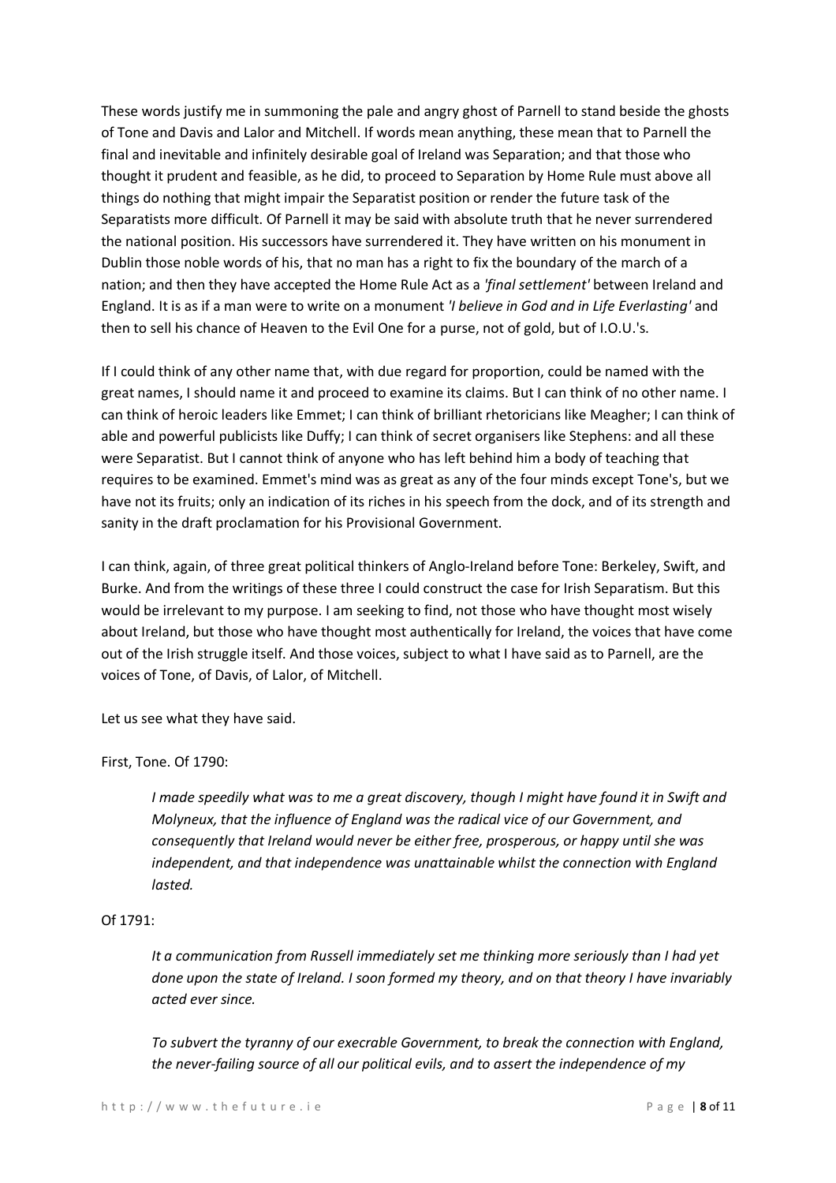These words justify me in summoning the pale and angry ghost of Parnell to stand beside the ghosts of Tone and Davis and Lalor and Mitchell. If words mean anything, these mean that to Parnell the final and inevitable and infinitely desirable goal of Ireland was Separation; and that those who thought it prudent and feasible, as he did, to proceed to Separation by Home Rule must above all things do nothing that might impair the Separatist position or render the future task of the Separatists more difficult. Of Parnell it may be said with absolute truth that he never surrendered the national position. His successors have surrendered it. They have written on his monument in Dublin those noble words of his, that no man has a right to fix the boundary of the march of a nation; and then they have accepted the Home Rule Act as a *'final settlement'* between Ireland and England. It is as if a man were to write on a monument *'I believe in God and in Life Everlasting'* and then to sell his chance of Heaven to the Evil One for a purse, not of gold, but of I.O.U.'s.

If I could think of any other name that, with due regard for proportion, could be named with the great names, I should name it and proceed to examine its claims. But I can think of no other name. I can think of heroic leaders like Emmet; I can think of brilliant rhetoricians like Meagher; I can think of able and powerful publicists like Duffy; I can think of secret organisers like Stephens: and all these were Separatist. But I cannot think of anyone who has left behind him a body of teaching that requires to be examined. Emmet's mind was as great as any of the four minds except Tone's, but we have not its fruits; only an indication of its riches in his speech from the dock, and of its strength and sanity in the draft proclamation for his Provisional Government.

I can think, again, of three great political thinkers of Anglo-Ireland before Tone: Berkeley, Swift, and Burke. And from the writings of these three I could construct the case for Irish Separatism. But this would be irrelevant to my purpose. I am seeking to find, not those who have thought most wisely about Ireland, but those who have thought most authentically for Ireland, the voices that have come out of the Irish struggle itself. And those voices, subject to what I have said as to Parnell, are the voices of Tone, of Davis, of Lalor, of Mitchell.

Let us see what they have said.

First, Tone. Of 1790:

> *I made speedily what was to me a great discovery, though I might have found it in Swift and Molyneux, that the influence of England was the radical vice of our Government, and consequently that Ireland would never be either free, prosperous, or happy until she was independent, and that independence was unattainable whilst the connection with England lasted.*

Of 1791:

> *It a communication from Russell immediately set me thinking more seriously than I had yet done upon the state of Ireland. I soon formed my theory, and on that theory I have invariably acted ever since.*
>
> *To subvert the tyranny of our execrable Government, to break the connection with England, the never-failing source of all our political evils, and to assert the independence of my*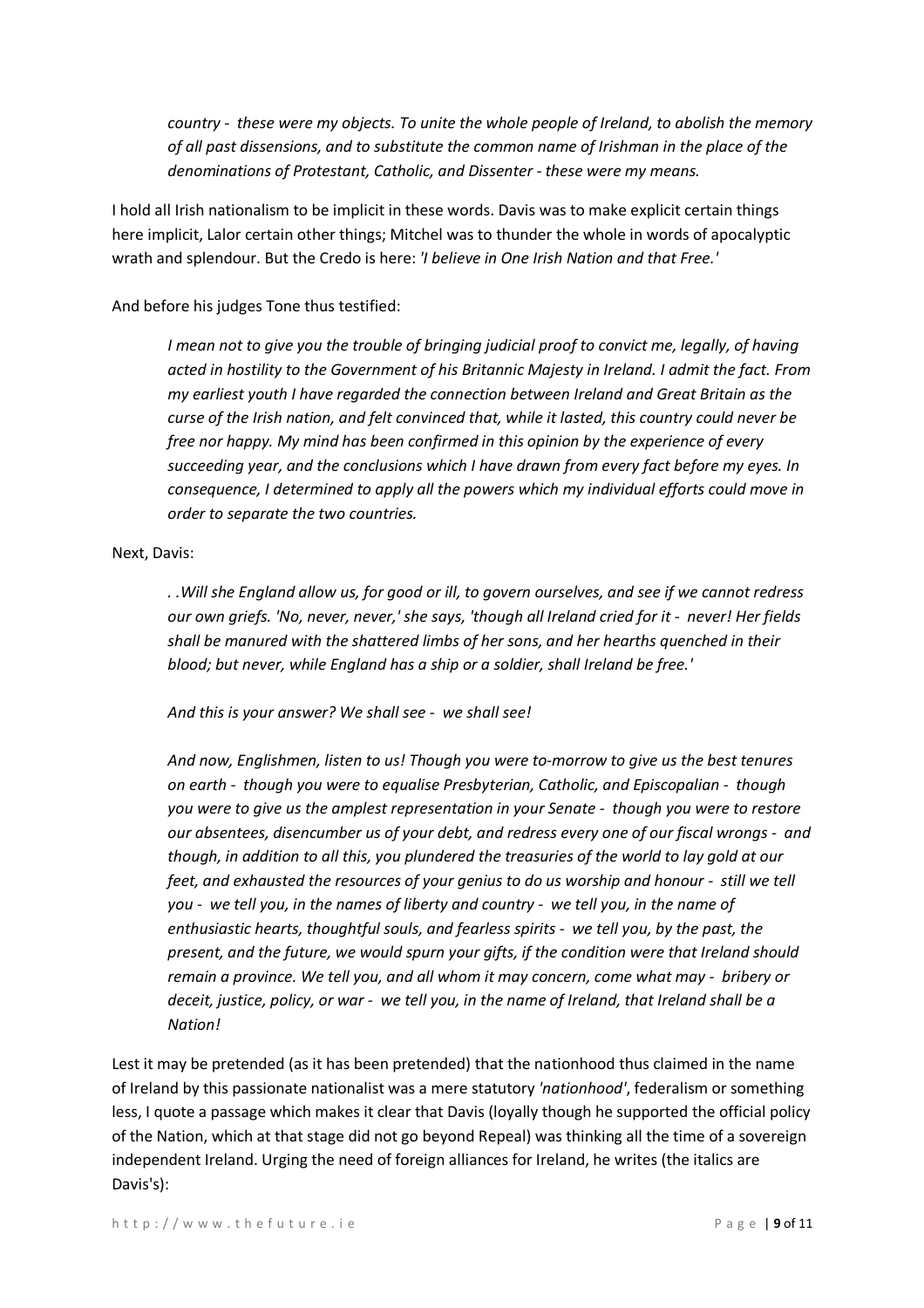> *country - these were my objects. To unite the whole people of Ireland, to abolish the memory of all past dissensions, and to substitute the common name of Irishman in the place of the denominations of Protestant, Catholic, and Dissenter - these were my means.*

I hold all Irish nationalism to be implicit in these words. Davis was to make explicit certain things here implicit, Lalor certain other things; Mitchel was to thunder the whole in words of apocalyptic wrath and splendour. But the Credo is here: *'I believe in One Irish Nation and that Free.'*

And before his judges Tone thus testified:

> *I mean not to give you the trouble of bringing judicial proof to convict me, legally, of having acted in hostility to the Government of his Britannic Majesty in Ireland. I admit the fact. From my earliest youth I have regarded the connection between Ireland and Great Britain as the curse of the Irish nation, and felt convinced that, while it lasted, this country could never be free nor happy. My mind has been confirmed in this opinion by the experience of every succeeding year, and the conclusions which I have drawn from every fact before my eyes. In consequence, I determined to apply all the powers which my individual efforts could move in order to separate the two countries.*

Next, Davis:

> *. .Will she England allow us, for good or ill, to govern ourselves, and see if we cannot redress our own griefs. 'No, never, never,' she says, 'though all Ireland cried for it - never! Her fields shall be manured with the shattered limbs of her sons, and her hearths quenched in their blood; but never, while England has a ship or a soldier, shall Ireland be free.'*
>
> *And this is your answer? We shall see - we shall see!*
>
> *And now, Englishmen, listen to us! Though you were to-morrow to give us the best tenures on earth - though you were to equalise Presbyterian, Catholic, and Episcopalian - though you were to give us the amplest representation in your Senate - though you were to restore our absentees, disencumber us of your debt, and redress every one of our fiscal wrongs - and though, in addition to all this, you plundered the treasuries of the world to lay gold at our feet, and exhausted the resources of your genius to do us worship and honour - still we tell you - we tell you, in the names of liberty and country - we tell you, in the name of enthusiastic hearts, thoughtful souls, and fearless spirits - we tell you, by the past, the present, and the future, we would spurn your gifts, if the condition were that Ireland should remain a province. We tell you, and all whom it may concern, come what may - bribery or deceit, justice, policy, or war - we tell you, in the name of Ireland, that Ireland shall be a Nation!*

Lest it may be pretended (as it has been pretended) that the nationhood thus claimed in the name of Ireland by this passionate nationalist was a mere statutory *'nationhood'*, federalism or something less, I quote a passage which makes it clear that Davis (loyally though he supported the official policy of the Nation, which at that stage did not go beyond Repeal) was thinking all the time of a sovereign independent Ireland. Urging the need of foreign alliances for Ireland, he writes (the italics are Davis's):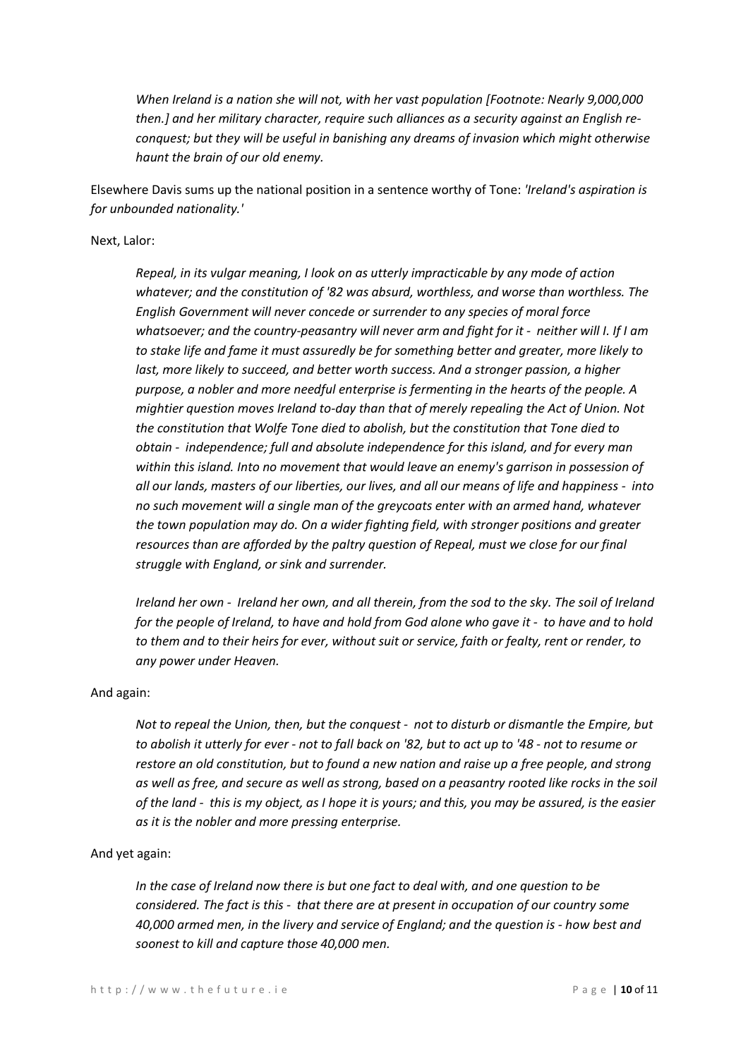> *When Ireland is a nation she will not, with her vast population [Footnote: Nearly 9,000,000 then.] and her military character, require such alliances as a security against an English re-conquest; but they will be useful in banishing any dreams of invasion which might otherwise haunt the brain of our old enemy.*

Elsewhere Davis sums up the national position in a sentence worthy of Tone: *'Ireland's aspiration is for unbounded nationality.'*

Next, Lalor:

> *Repeal, in its vulgar meaning, I look on as utterly impracticable by any mode of action whatever; and the constitution of '82 was absurd, worthless, and worse than worthless. The English Government will never concede or surrender to any species of moral force whatsoever; and the country-peasantry will never arm and fight for it - neither will I. If I am to stake life and fame it must assuredly be for something better and greater, more likely to last, more likely to succeed, and better worth success. And a stronger passion, a higher purpose, a nobler and more needful enterprise is fermenting in the hearts of the people. A mightier question moves Ireland to-day than that of merely repealing the Act of Union. Not the constitution that Wolfe Tone died to abolish, but the constitution that Tone died to obtain - independence; full and absolute independence for this island, and for every man within this island. Into no movement that would leave an enemy's garrison in possession of all our lands, masters of our liberties, our lives, and all our means of life and happiness - into no such movement will a single man of the greycoats enter with an armed hand, whatever the town population may do. On a wider fighting field, with stronger positions and greater resources than are afforded by the paltry question of Repeal, must we close for our final struggle with England, or sink and surrender.*
>
> *Ireland her own - Ireland her own, and all therein, from the sod to the sky. The soil of Ireland for the people of Ireland, to have and hold from God alone who gave it - to have and to hold to them and to their heirs for ever, without suit or service, faith or fealty, rent or render, to any power under Heaven.*

And again:

> *Not to repeal the Union, then, but the conquest - not to disturb or dismantle the Empire, but to abolish it utterly for ever - not to fall back on '82, but to act up to '48 - not to resume or restore an old constitution, but to found a new nation and raise up a free people, and strong as well as free, and secure as well as strong, based on a peasantry rooted like rocks in the soil of the land - this is my object, as I hope it is yours; and this, you may be assured, is the easier as it is the nobler and more pressing enterprise.*

And yet again:

> *In the case of Ireland now there is but one fact to deal with, and one question to be considered. The fact is this - that there are at present in occupation of our country some 40,000 armed men, in the livery and service of England; and the question is - how best and soonest to kill and capture those 40,000 men.*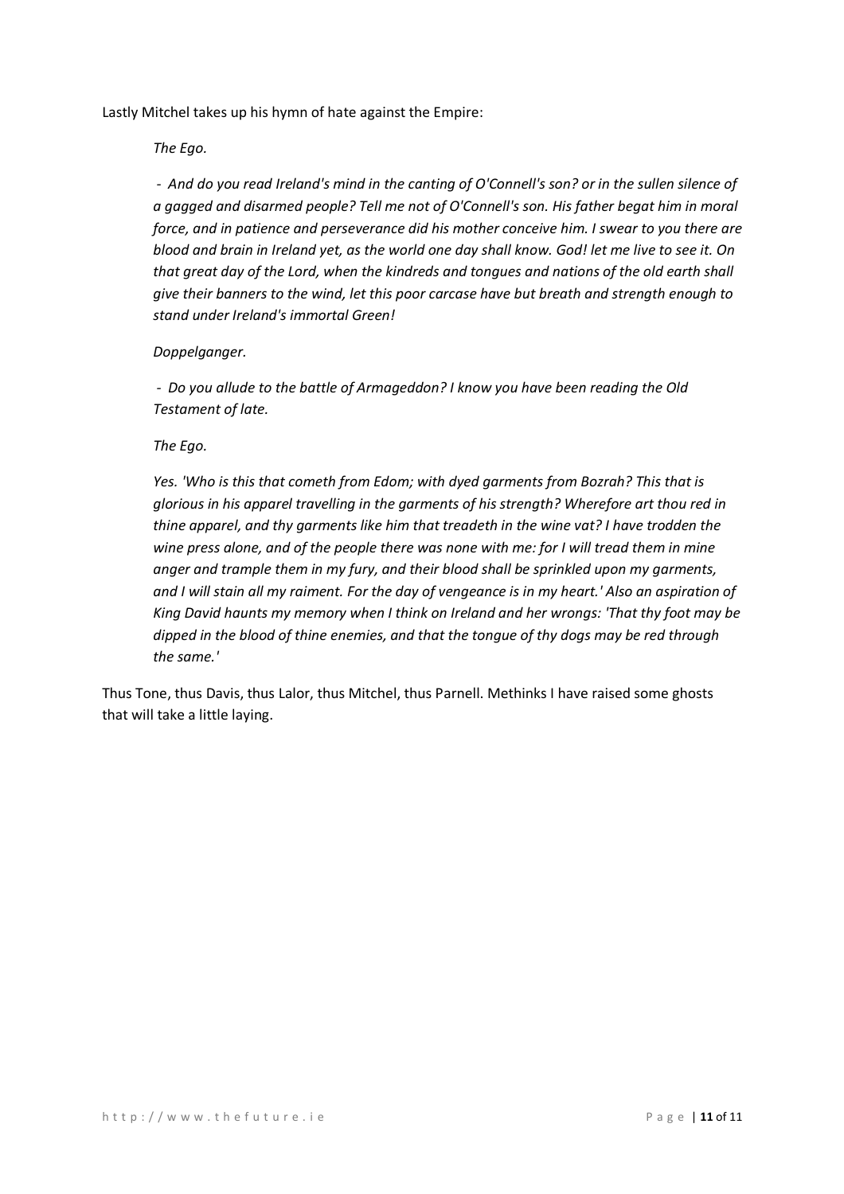Lastly Mitchel takes up his hymn of hate against the Empire:

> *The Ego.*
>
> *- And do you read Ireland's mind in the canting of O'Connell's son? or in the sullen silence of a gagged and disarmed people? Tell me not of O'Connell's son. His father begat him in moral force, and in patience and perseverance did his mother conceive him. I swear to you there are blood and brain in Ireland yet, as the world one day shall know. God! let me live to see it. On that great day of the Lord, when the kindreds and tongues and nations of the old earth shall give their banners to the wind, let this poor carcase have but breath and strength enough to stand under Ireland's immortal Green!*
>
> *Doppelganger.*
>
> *- Do you allude to the battle of Armageddon? I know you have been reading the Old Testament of late.*
>
> *The Ego.*
>
> *Yes. 'Who is this that cometh from Edom; with dyed garments from Bozrah? This that is glorious in his apparel travelling in the garments of his strength? Wherefore art thou red in thine apparel, and thy garments like him that treadeth in the wine vat? I have trodden the wine press alone, and of the people there was none with me: for I will tread them in mine anger and trample them in my fury, and their blood shall be sprinkled upon my garments, and I will stain all my raiment. For the day of vengeance is in my heart.' Also an aspiration of King David haunts my memory when I think on Ireland and her wrongs: 'That thy foot may be dipped in the blood of thine enemies, and that the tongue of thy dogs may be red through the same.'*

Thus Tone, thus Davis, thus Lalor, thus Mitchel, thus Parnell. Methinks I have raised some ghosts that will take a little laying.